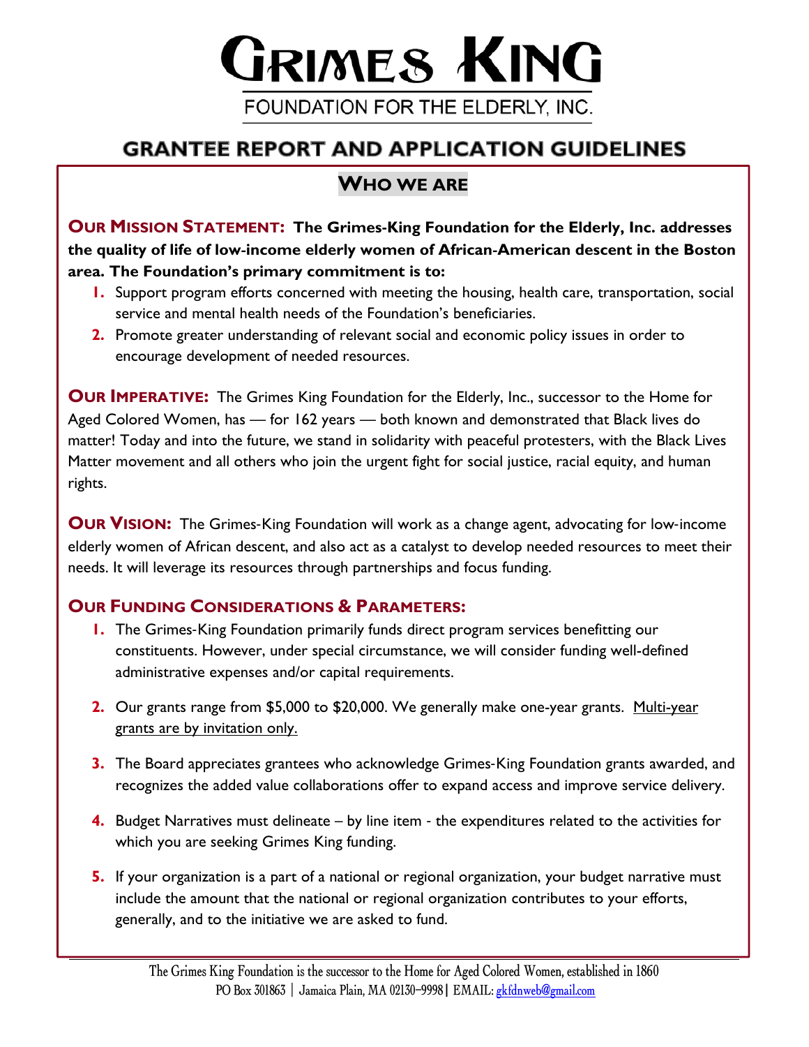# GRIMES KING

FOUNDATION FOR THE ELDERLY, INC.

## GRANTEE REPORT AND APPLICATION GUIDELINES

### WHO WE ARE

**OUR MISSION STATEMENT: The Grimes-King Foundation for the Elderly, Inc. addresses the quality of life of low-income elderly women of African-American descent in the Boston area. The Foundation's primary commitment is to:**

1. Support program efforts concerned with meeting the housing, health care, transportation, social service and mental health needs of the Foundation's beneficiaries.
2. Promote greater understanding of relevant social and economic policy issues in order to encourage development of needed resources.

**OUR IMPERATIVE:** The Grimes King Foundation for the Elderly, Inc., successor to the Home for Aged Colored Women, has — for 162 years — both known and demonstrated that Black lives do matter! Today and into the future, we stand in solidarity with peaceful protesters, with the Black Lives Matter movement and all others who join the urgent fight for social justice, racial equity, and human rights.

**OUR VISION:** The Grimes-King Foundation will work as a change agent, advocating for low-income elderly women of African descent, and also act as a catalyst to develop needed resources to meet their needs. It will leverage its resources through partnerships and focus funding.

**OUR FUNDING CONSIDERATIONS & PARAMETERS:**

1. The Grimes-King Foundation primarily funds direct program services benefitting our constituents. However, under special circumstance, we will consider funding well-defined administrative expenses and/or capital requirements.

2. Our grants range from $5,000 to $20,000. We generally make one-year grants. Multi-year grants are by invitation only.

3. The Board appreciates grantees who acknowledge Grimes-King Foundation grants awarded, and recognizes the added value collaborations offer to expand access and improve service delivery.

4. Budget Narratives must delineate – by line item - the expenditures related to the activities for which you are seeking Grimes King funding.

5. If your organization is a part of a national or regional organization, your budget narrative must include the amount that the national or regional organization contributes to your efforts, generally, and to the initiative we are asked to fund.

The Grimes King Foundation is the successor to the Home for Aged Colored Women, established in 1860
PO Box 301863 | Jamaica Plain, MA 02130-9998 | EMAIL: gkfdnweb@gmail.com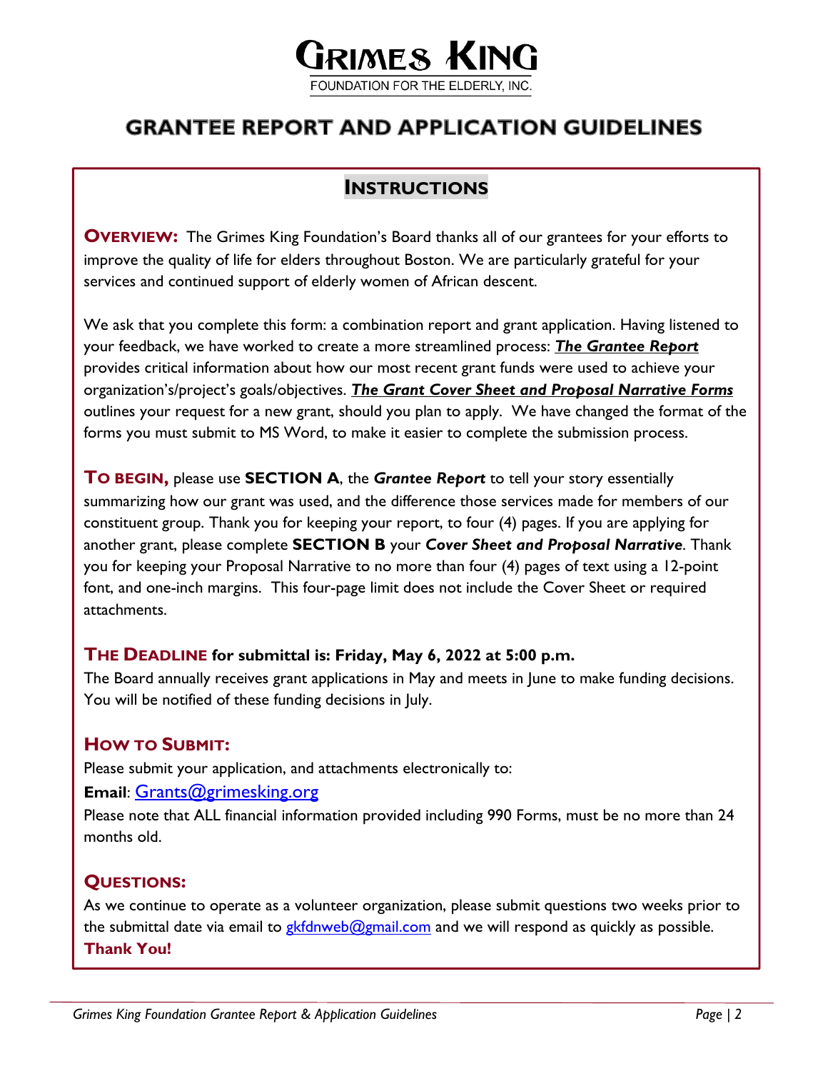# GRIMES KING

FOUNDATION FOR THE ELDERLY, INC.

# GRANTEE REPORT AND APPLICATION GUIDELINES

## INSTRUCTIONS

**OVERVIEW:** The Grimes King Foundation's Board thanks all of our grantees for your efforts to improve the quality of life for elders throughout Boston. We are particularly grateful for your services and continued support of elderly women of African descent.

We ask that you complete this form: a combination report and grant application. Having listened to your feedback, we have worked to create a more streamlined process: ***The Grantee Report*** provides critical information about how our most recent grant funds were used to achieve your organization's/project's goals/objectives. ***The Grant Cover Sheet and Proposal Narrative Forms*** outlines your request for a new grant, should you plan to apply. We have changed the format of the forms you must submit to MS Word, to make it easier to complete the submission process.

**TO BEGIN,** please use **SECTION A**, the ***Grantee Report*** to tell your story essentially summarizing how our grant was used, and the difference those services made for members of our constituent group. Thank you for keeping your report, to four (4) pages. If you are applying for another grant, please complete **SECTION B** your ***Cover Sheet and Proposal Narrative***. Thank you for keeping your Proposal Narrative to no more than four (4) pages of text using a 12-point font, and one-inch margins. This four-page limit does not include the Cover Sheet or required attachments.

### THE DEADLINE for submittal is: Friday, May 6, 2022 at 5:00 p.m.

The Board annually receives grant applications in May and meets in June to make funding decisions. You will be notified of these funding decisions in July.

### HOW TO SUBMIT:

Please submit your application, and attachments electronically to:

**Email**: Grants@grimesking.org

Please note that ALL financial information provided including 990 Forms, must be no more than 24 months old.

### QUESTIONS:

As we continue to operate as a volunteer organization, please submit questions two weeks prior to the submittal date via email to gkfdnweb@gmail.com and we will respond as quickly as possible.

**Thank You!**